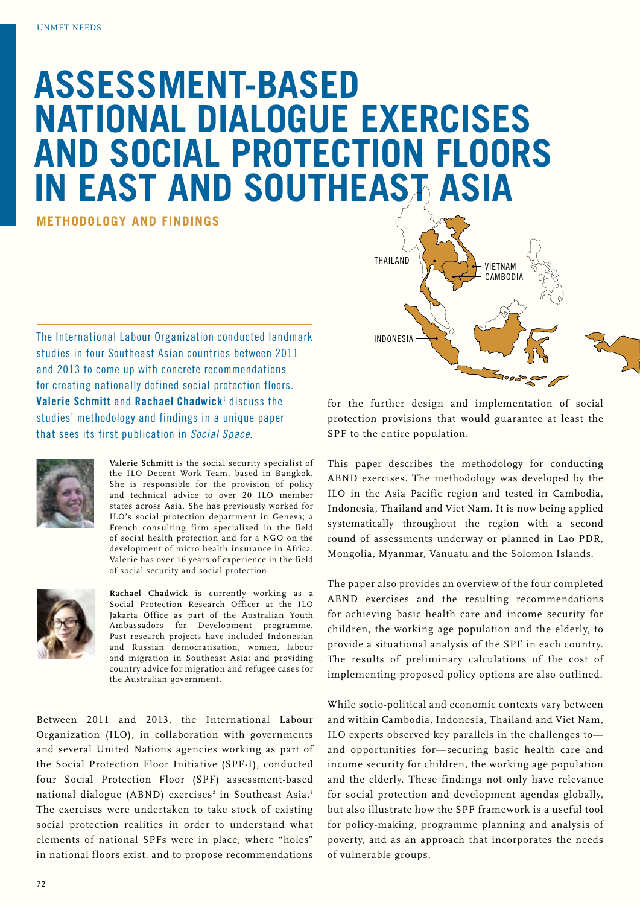# ASSESSMENT-BASED NATIONAL DIALOGUE EXERCISES AND SOCIAL PROTECTION FLOORS IN EAST AND SOUTHEAST ASIA

## METHODOLOGY AND FINDINGS

The International Labour Organization conducted landmark studies in four Southeast Asian countries between 2011 and 2013 to come up with concrete recommendations for creating nationally defined social protection floors. **Valerie Schmitt** and **Rachael Chadwick**[1] discuss the studies' methodology and findings in a unique paper that sees its first publication in *Social Space*.

**Valerie Schmitt** is the social security specialist of the ILO Decent Work Team, based in Bangkok. She is responsible for the provision of policy and technical advice to over 20 ILO member states across Asia. She has previously worked for ILO's social protection department in Geneva; a French consulting firm specialised in the field of social health protection and for a NGO on the development of micro health insurance in Africa. Valerie has over 16 years of experience in the field of social security and social protection.

**Rachael Chadwick** is currently working as a Social Protection Research Officer at the ILO Jakarta Office as part of the Australian Youth Ambassadors for Development programme. Past research projects have included Indonesian and Russian democratisation, women, labour and migration in Southeast Asia; and providing country advice for migration and refugee cases for the Australian government.

Between 2011 and 2013, the International Labour Organization (ILO), in collaboration with governments and several United Nations agencies working as part of the Social Protection Floor Initiative (SPF-I), conducted four Social Protection Floor (SPF) assessment-based national dialogue (ABND) exercises[2] in Southeast Asia.[3] The exercises were undertaken to take stock of existing social protection realities in order to understand what elements of national SPFs were in place, where "holes" in national floors exist, and to propose recommendations for the further design and implementation of social protection provisions that would guarantee at least the SPF to the entire population.

This paper describes the methodology for conducting ABND exercises. The methodology was developed by the ILO in the Asia Pacific region and tested in Cambodia, Indonesia, Thailand and Viet Nam. It is now being applied systematically throughout the region with a second round of assessments underway or planned in Lao PDR, Mongolia, Myanmar, Vanuatu and the Solomon Islands.

The paper also provides an overview of the four completed ABND exercises and the resulting recommendations for achieving basic health care and income security for children, the working age population and the elderly, to provide a situational analysis of the SPF in each country. The results of preliminary calculations of the cost of implementing proposed policy options are also outlined.

While socio-political and economic contexts vary between and within Cambodia, Indonesia, Thailand and Viet Nam, ILO experts observed key parallels in the challenges to—and opportunities for—securing basic health care and income security for children, the working age population and the elderly. These findings not only have relevance for social protection and development agendas globally, but also illustrate how the SPF framework is a useful tool for policy-making, programme planning and analysis of poverty, and as an approach that incorporates the needs of vulnerable groups.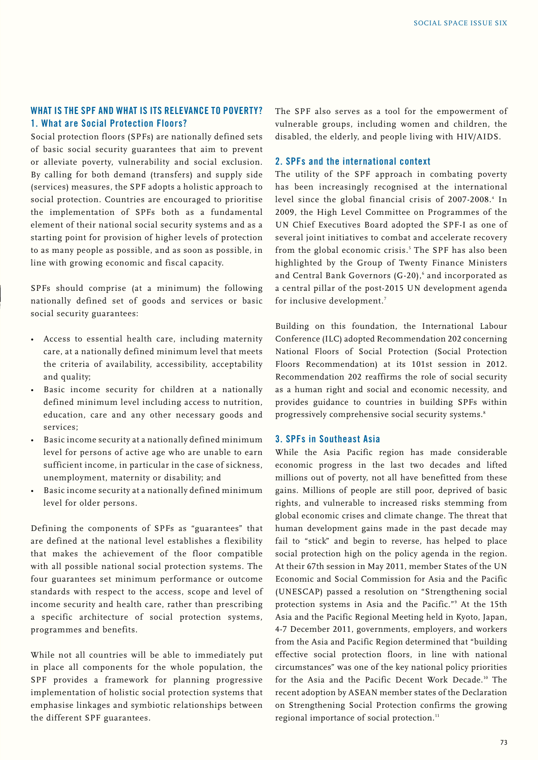## WHAT IS THE SPF AND WHAT IS ITS RELEVANCE TO POVERTY?

### 1. What are Social Protection Floors?

Social protection floors (SPFs) are nationally defined sets of basic social security guarantees that aim to prevent or alleviate poverty, vulnerability and social exclusion. By calling for both demand (transfers) and supply side (services) measures, the SPF adopts a holistic approach to social protection. Countries are encouraged to prioritise the implementation of SPFs both as a fundamental element of their national social security systems and as a starting point for provision of higher levels of protection to as many people as possible, and as soon as possible, in line with growing economic and fiscal capacity.

SPFs should comprise (at a minimum) the following nationally defined set of goods and services or basic social security guarantees:

- Access to essential health care, including maternity care, at a nationally defined minimum level that meets the criteria of availability, accessibility, acceptability and quality;
- Basic income security for children at a nationally defined minimum level including access to nutrition, education, care and any other necessary goods and services;
- Basic income security at a nationally defined minimum level for persons of active age who are unable to earn sufficient income, in particular in the case of sickness, unemployment, maternity or disability; and
- Basic income security at a nationally defined minimum level for older persons.

Defining the components of SPFs as "guarantees" that are defined at the national level establishes a flexibility that makes the achievement of the floor compatible with all possible national social protection systems. The four guarantees set minimum performance or outcome standards with respect to the access, scope and level of income security and health care, rather than prescribing a specific architecture of social protection systems, programmes and benefits.

While not all countries will be able to immediately put in place all components for the whole population, the SPF provides a framework for planning progressive implementation of holistic social protection systems that emphasise linkages and symbiotic relationships between the different SPF guarantees.

The SPF also serves as a tool for the empowerment of vulnerable groups, including women and children, the disabled, the elderly, and people living with HIV/AIDS.

### 2. SPFs and the international context

The utility of the SPF approach in combating poverty has been increasingly recognised at the international level since the global financial crisis of 2007-2008.[4] In 2009, the High Level Committee on Programmes of the UN Chief Executives Board adopted the SPF-I as one of several joint initiatives to combat and accelerate recovery from the global economic crisis.[5] The SPF has also been highlighted by the Group of Twenty Finance Ministers and Central Bank Governors (G-20),[6] and incorporated as a central pillar of the post-2015 UN development agenda for inclusive development.[7]

Building on this foundation, the International Labour Conference (ILC) adopted Recommendation 202 concerning National Floors of Social Protection (Social Protection Floors Recommendation) at its 101st session in 2012. Recommendation 202 reaffirms the role of social security as a human right and social and economic necessity, and provides guidance to countries in building SPFs within progressively comprehensive social security systems.[8]

### 3. SPFs in Southeast Asia

While the Asia Pacific region has made considerable economic progress in the last two decades and lifted millions out of poverty, not all have benefitted from these gains. Millions of people are still poor, deprived of basic rights, and vulnerable to increased risks stemming from global economic crises and climate change. The threat that human development gains made in the past decade may fail to "stick" and begin to reverse, has helped to place social protection high on the policy agenda in the region. At their 67th session in May 2011, member States of the UN Economic and Social Commission for Asia and the Pacific (UNESCAP) passed a resolution on "Strengthening social protection systems in Asia and the Pacific."[9] At the 15th Asia and the Pacific Regional Meeting held in Kyoto, Japan, 4-7 December 2011, governments, employers, and workers from the Asia and the Pacific Region determined that "building effective social protection floors, in line with national circumstances" was one of the key national policy priorities for the Asia and the Pacific Decent Work Decade.[10] The recent adoption by ASEAN member states of the Declaration on Strengthening Social Protection confirms the growing regional importance of social protection.[11]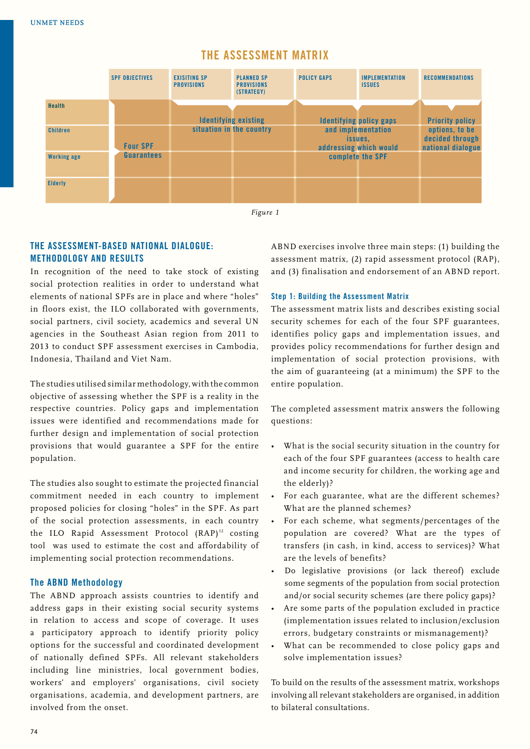## THE ASSESSMENT MATRIX

| | SPF OBJECTIVES | EXISITING SP PROVISIONS | PLANNED SP PROVISIONS (STRATEGY) | POLICY GAPS | IMPLEMENTATION ISSUES | RECOMMENDATIONS |
|---|---|---|---|---|---|---|
| Health | Four SPF Guarantees | Identifying existing situation in the country | | Identifying policy gaps and implementation issues, addressing which would complete the SPF | | Priority policy options, to be decided through national dialogue |
| Children | | | | | | |
| Working age | | | | | | |
| Elderly | | | | | | |

*Figure 1*

## THE ASSESSMENT-BASED NATIONAL DIALOGUE: METHODOLOGY AND RESULTS

In recognition of the need to take stock of existing social protection realities in order to understand what elements of national SPFs are in place and where "holes" in floors exist, the ILO collaborated with governments, social partners, civil society, academics and several UN agencies in the Southeast Asian region from 2011 to 2013 to conduct SPF assessment exercises in Cambodia, Indonesia, Thailand and Viet Nam.

The studies utilised similar methodology, with the common objective of assessing whether the SPF is a reality in the respective countries. Policy gaps and implementation issues were identified and recommendations made for further design and implementation of social protection provisions that would guarantee a SPF for the entire population.

The studies also sought to estimate the projected financial commitment needed in each country to implement proposed policies for closing "holes" in the SPF. As part of the social protection assessments, in each country the ILO Rapid Assessment Protocol (RAP)[12] costing tool was used to estimate the cost and affordability of implementing social protection recommendations.

### The ABND Methodology

The ABND approach assists countries to identify and address gaps in their existing social security systems in relation to access and scope of coverage. It uses a participatory approach to identify priority policy options for the successful and coordinated development of nationally defined SPFs. All relevant stakeholders including line ministries, local government bodies, workers' and employers' organisations, civil society organisations, academia, and development partners, are involved from the onset.

ABND exercises involve three main steps: (1) building the assessment matrix, (2) rapid assessment protocol (RAP), and (3) finalisation and endorsement of an ABND report.

### Step 1: Building the Assessment Matrix

The assessment matrix lists and describes existing social security schemes for each of the four SPF guarantees, identifies policy gaps and implementation issues, and provides policy recommendations for further design and implementation of social protection provisions, with the aim of guaranteeing (at a minimum) the SPF to the entire population.

The completed assessment matrix answers the following questions:

- What is the social security situation in the country for each of the four SPF guarantees (access to health care and income security for children, the working age and the elderly)?
- For each guarantee, what are the different schemes? What are the planned schemes?
- For each scheme, what segments/percentages of the population are covered? What are the types of transfers (in cash, in kind, access to services)? What are the levels of benefits?
- Do legislative provisions (or lack thereof) exclude some segments of the population from social protection and/or social security schemes (are there policy gaps)?
- Are some parts of the population excluded in practice (implementation issues related to inclusion/exclusion errors, budgetary constraints or mismanagement)?
- What can be recommended to close policy gaps and solve implementation issues?

To build on the results of the assessment matrix, workshops involving all relevant stakeholders are organised, in addition to bilateral consultations.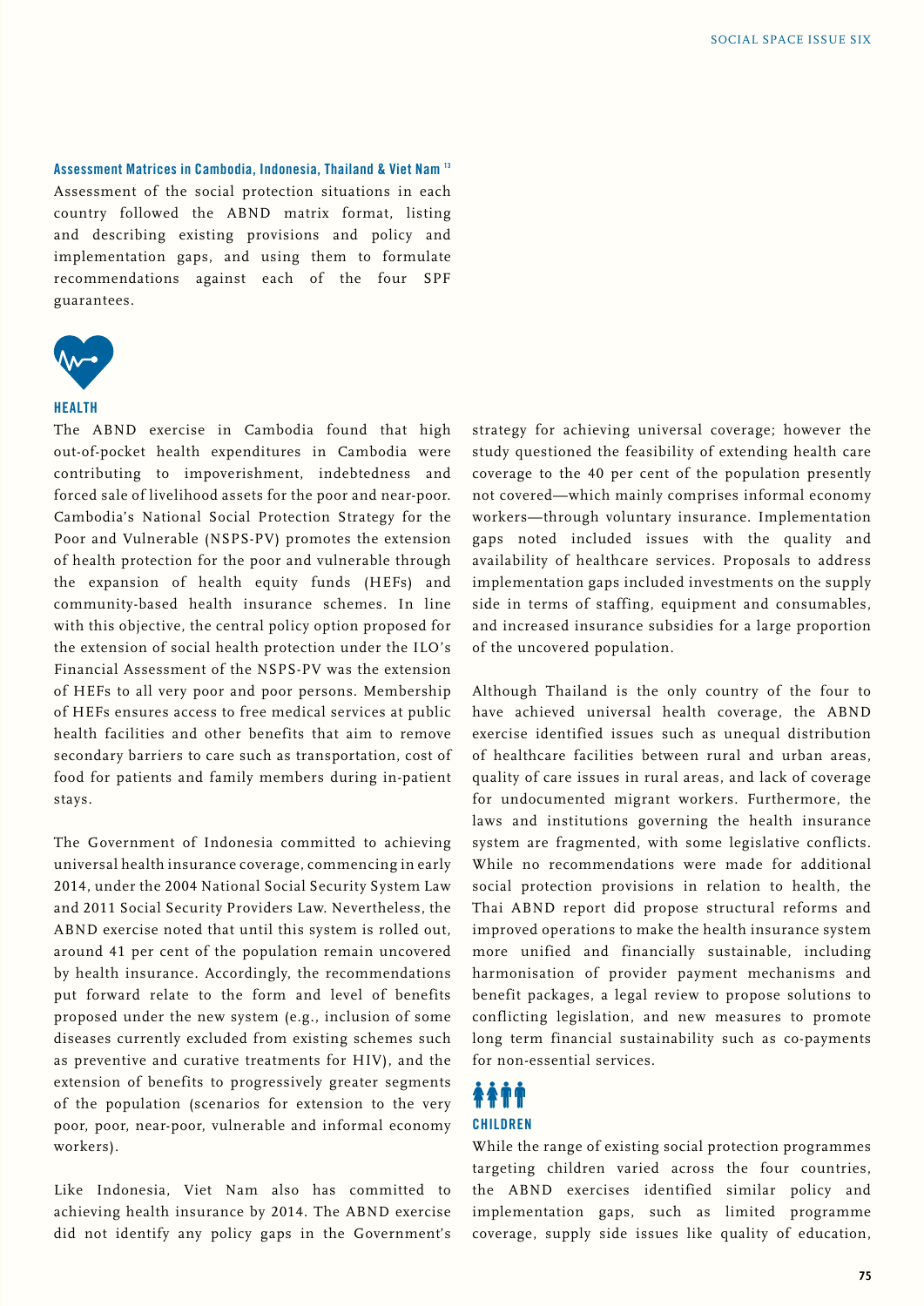### Assessment Matrices in Cambodia, Indonesia, Thailand & Viet Nam [13]

Assessment of the social protection situations in each country followed the ABND matrix format, listing and describing existing provisions and policy and implementation gaps, and using them to formulate recommendations against each of the four SPF guarantees.

#### HEALTH

The ABND exercise in Cambodia found that high out-of-pocket health expenditures in Cambodia were contributing to impoverishment, indebtedness and forced sale of livelihood assets for the poor and near-poor. Cambodia's National Social Protection Strategy for the Poor and Vulnerable (NSPS-PV) promotes the extension of health protection for the poor and vulnerable through the expansion of health equity funds (HEFs) and community-based health insurance schemes. In line with this objective, the central policy option proposed for the extension of social health protection under the ILO's Financial Assessment of the NSPS-PV was the extension of HEFs to all very poor and poor persons. Membership of HEFs ensures access to free medical services at public health facilities and other benefits that aim to remove secondary barriers to care such as transportation, cost of food for patients and family members during in-patient stays.

The Government of Indonesia committed to achieving universal health insurance coverage, commencing in early 2014, under the 2004 National Social Security System Law and 2011 Social Security Providers Law. Nevertheless, the ABND exercise noted that until this system is rolled out, around 41 per cent of the population remain uncovered by health insurance. Accordingly, the recommendations put forward relate to the form and level of benefits proposed under the new system (e.g., inclusion of some diseases currently excluded from existing schemes such as preventive and curative treatments for HIV), and the extension of benefits to progressively greater segments of the population (scenarios for extension to the very poor, poor, near-poor, vulnerable and informal economy workers).

Like Indonesia, Viet Nam also has committed to achieving health insurance by 2014. The ABND exercise did not identify any policy gaps in the Government's strategy for achieving universal coverage; however the study questioned the feasibility of extending health care coverage to the 40 per cent of the population presently not covered—which mainly comprises informal economy workers—through voluntary insurance. Implementation gaps noted included issues with the quality and availability of healthcare services. Proposals to address implementation gaps included investments on the supply side in terms of staffing, equipment and consumables, and increased insurance subsidies for a large proportion of the uncovered population.

Although Thailand is the only country of the four to have achieved universal health coverage, the ABND exercise identified issues such as unequal distribution of healthcare facilities between rural and urban areas, quality of care issues in rural areas, and lack of coverage for undocumented migrant workers. Furthermore, the laws and institutions governing the health insurance system are fragmented, with some legislative conflicts. While no recommendations were made for additional social protection provisions in relation to health, the Thai ABND report did propose structural reforms and improved operations to make the health insurance system more unified and financially sustainable, including harmonisation of provider payment mechanisms and benefit packages, a legal review to propose solutions to conflicting legislation, and new measures to promote long term financial sustainability such as co-payments for non-essential services.

#### CHILDREN

While the range of existing social protection programmes targeting children varied across the four countries, the ABND exercises identified similar policy and implementation gaps, such as limited programme coverage, supply side issues like quality of education,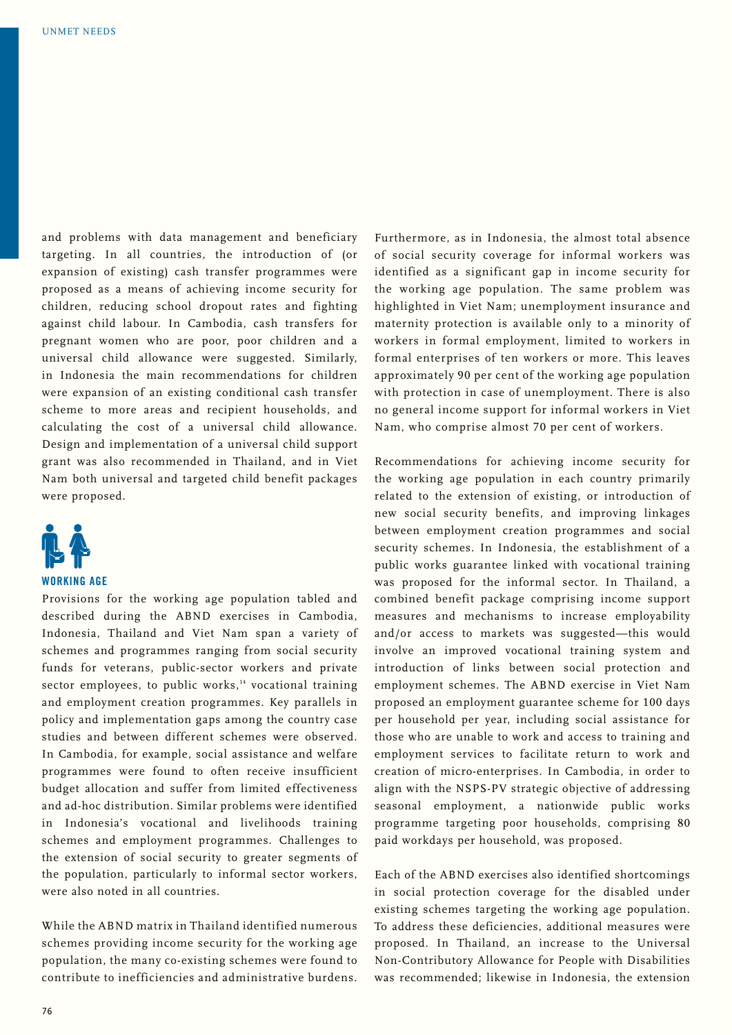and problems with data management and beneficiary targeting. In all countries, the introduction of (or expansion of existing) cash transfer programmes were proposed as a means of achieving income security for children, reducing school dropout rates and fighting against child labour. In Cambodia, cash transfers for pregnant women who are poor, poor children and a universal child allowance were suggested. Similarly, in Indonesia the main recommendations for children were expansion of an existing conditional cash transfer scheme to more areas and recipient households, and calculating the cost of a universal child allowance. Design and implementation of a universal child support grant was also recommended in Thailand, and in Viet Nam both universal and targeted child benefit packages were proposed.

### WORKING AGE

Provisions for the working age population tabled and described during the ABND exercises in Cambodia, Indonesia, Thailand and Viet Nam span a variety of schemes and programmes ranging from social security funds for veterans, public-sector workers and private sector employees, to public works,[14] vocational training and employment creation programmes. Key parallels in policy and implementation gaps among the country case studies and between different schemes were observed. In Cambodia, for example, social assistance and welfare programmes were found to often receive insufficient budget allocation and suffer from limited effectiveness and ad-hoc distribution. Similar problems were identified in Indonesia's vocational and livelihoods training schemes and employment programmes. Challenges to the extension of social security to greater segments of the population, particularly to informal sector workers, were also noted in all countries.

While the ABND matrix in Thailand identified numerous schemes providing income security for the working age population, the many co-existing schemes were found to contribute to inefficiencies and administrative burdens. Furthermore, as in Indonesia, the almost total absence of social security coverage for informal workers was identified as a significant gap in income security for the working age population. The same problem was highlighted in Viet Nam; unemployment insurance and maternity protection is available only to a minority of workers in formal employment, limited to workers in formal enterprises of ten workers or more. This leaves approximately 90 per cent of the working age population with protection in case of unemployment. There is also no general income support for informal workers in Viet Nam, who comprise almost 70 per cent of workers.

Recommendations for achieving income security for the working age population in each country primarily related to the extension of existing, or introduction of new social security benefits, and improving linkages between employment creation programmes and social security schemes. In Indonesia, the establishment of a public works guarantee linked with vocational training was proposed for the informal sector. In Thailand, a combined benefit package comprising income support measures and mechanisms to increase employability and/or access to markets was suggested—this would involve an improved vocational training system and introduction of links between social protection and employment schemes. The ABND exercise in Viet Nam proposed an employment guarantee scheme for 100 days per household per year, including social assistance for those who are unable to work and access to training and employment services to facilitate return to work and creation of micro-enterprises. In Cambodia, in order to align with the NSPS-PV strategic objective of addressing seasonal employment, a nationwide public works programme targeting poor households, comprising 80 paid workdays per household, was proposed.

Each of the ABND exercises also identified shortcomings in social protection coverage for the disabled under existing schemes targeting the working age population. To address these deficiencies, additional measures were proposed. In Thailand, an increase to the Universal Non-Contributory Allowance for People with Disabilities was recommended; likewise in Indonesia, the extension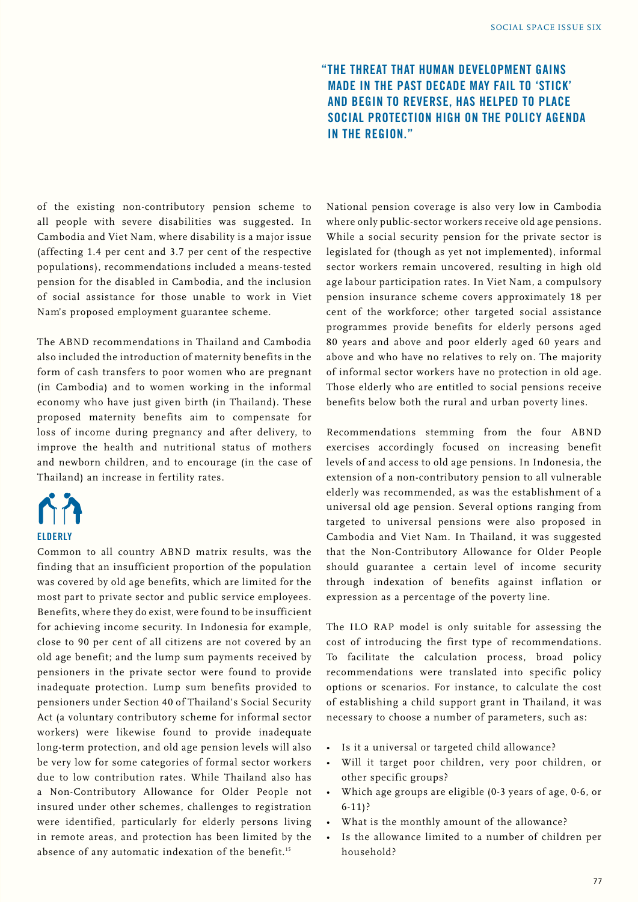> **"THE THREAT THAT HUMAN DEVELOPMENT GAINS MADE IN THE PAST DECADE MAY FAIL TO 'STICK' AND BEGIN TO REVERSE, HAS HELPED TO PLACE SOCIAL PROTECTION HIGH ON THE POLICY AGENDA IN THE REGION."**

of the existing non-contributory pension scheme to all people with severe disabilities was suggested. In Cambodia and Viet Nam, where disability is a major issue (affecting 1.4 per cent and 3.7 per cent of the respective populations), recommendations included a means-tested pension for the disabled in Cambodia, and the inclusion of social assistance for those unable to work in Viet Nam's proposed employment guarantee scheme.

The ABND recommendations in Thailand and Cambodia also included the introduction of maternity benefits in the form of cash transfers to poor women who are pregnant (in Cambodia) and to women working in the informal economy who have just given birth (in Thailand). These proposed maternity benefits aim to compensate for loss of income during pregnancy and after delivery, to improve the health and nutritional status of mothers and newborn children, and to encourage (in the case of Thailand) an increase in fertility rates.

### ELDERLY

Common to all country ABND matrix results, was the finding that an insufficient proportion of the population was covered by old age benefits, which are limited for the most part to private sector and public service employees. Benefits, where they do exist, were found to be insufficient for achieving income security. In Indonesia for example, close to 90 per cent of all citizens are not covered by an old age benefit; and the lump sum payments received by pensioners in the private sector were found to provide inadequate protection. Lump sum benefits provided to pensioners under Section 40 of Thailand's Social Security Act (a voluntary contributory scheme for informal sector workers) were likewise found to provide inadequate long-term protection, and old age pension levels will also be very low for some categories of formal sector workers due to low contribution rates. While Thailand also has a Non-Contributory Allowance for Older People not insured under other schemes, challenges to registration were identified, particularly for elderly persons living in remote areas, and protection has been limited by the absence of any automatic indexation of the benefit.[15]

National pension coverage is also very low in Cambodia where only public-sector workers receive old age pensions. While a social security pension for the private sector is legislated for (though as yet not implemented), informal sector workers remain uncovered, resulting in high old age labour participation rates. In Viet Nam, a compulsory pension insurance scheme covers approximately 18 per cent of the workforce; other targeted social assistance programmes provide benefits for elderly persons aged 80 years and above and poor elderly aged 60 years and above and who have no relatives to rely on. The majority of informal sector workers have no protection in old age. Those elderly who are entitled to social pensions receive benefits below both the rural and urban poverty lines.

Recommendations stemming from the four ABND exercises accordingly focused on increasing benefit levels of and access to old age pensions. In Indonesia, the extension of a non-contributory pension to all vulnerable elderly was recommended, as was the establishment of a universal old age pension. Several options ranging from targeted to universal pensions were also proposed in Cambodia and Viet Nam. In Thailand, it was suggested that the Non-Contributory Allowance for Older People should guarantee a certain level of income security through indexation of benefits against inflation or expression as a percentage of the poverty line.

The ILO RAP model is only suitable for assessing the cost of introducing the first type of recommendations. To facilitate the calculation process, broad policy recommendations were translated into specific policy options or scenarios. For instance, to calculate the cost of establishing a child support grant in Thailand, it was necessary to choose a number of parameters, such as:

- Is it a universal or targeted child allowance?
- Will it target poor children, very poor children, or other specific groups?
- Which age groups are eligible (0-3 years of age, 0-6, or 6-11)?
- What is the monthly amount of the allowance?
- Is the allowance limited to a number of children per household?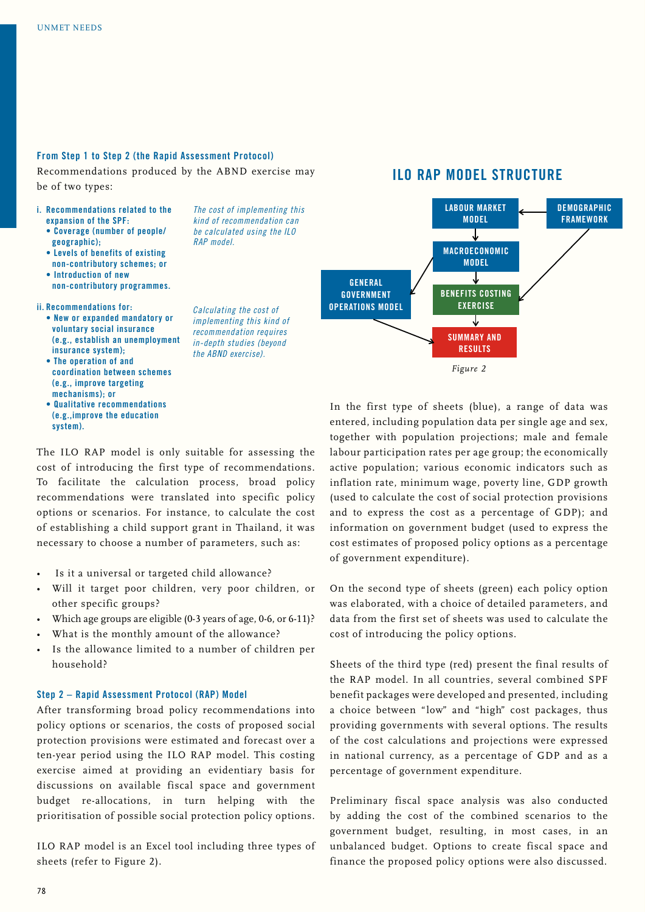### From Step 1 to Step 2 (the Rapid Assessment Protocol)

Recommendations produced by the ABND exercise may be of two types:

**i. Recommendations related to the expansion of the SPF:**

- **Coverage (number of people/ geographic);**
- **Levels of benefits of existing non-contributory schemes; or**
- **Introduction of new non-contributory programmes.**

*The cost of implementing this kind of recommendation can be calculated using the ILO RAP model.*

**ii. Recommendations for:**

- **New or expanded mandatory or voluntary social insurance (e.g., establish an unemployment insurance system);**
- **The operation of and coordination between schemes (e.g., improve targeting mechanisms); or**
- **Qualitative recommendations (e.g.,improve the education system).**

*Calculating the cost of implementing this kind of recommendation requires in-depth studies (beyond the ABND exercise).*

The ILO RAP model is only suitable for assessing the cost of introducing the first type of recommendations. To facilitate the calculation process, broad policy recommendations were translated into specific policy options or scenarios. For instance, to calculate the cost of establishing a child support grant in Thailand, it was necessary to choose a number of parameters, such as:

- Is it a universal or targeted child allowance?
- Will it target poor children, very poor children, or other specific groups?
- Which age groups are eligible (0-3 years of age, 0-6, or 6-11)?
- What is the monthly amount of the allowance?
- Is the allowance limited to a number of children per household?

### Step 2 – Rapid Assessment Protocol (RAP) Model

After transforming broad policy recommendations into policy options or scenarios, the costs of proposed social protection provisions were estimated and forecast over a ten-year period using the ILO RAP model. This costing exercise aimed at providing an evidentiary basis for discussions on available fiscal space and government budget re-allocations, in turn helping with the prioritisation of possible social protection policy options.

ILO RAP model is an Excel tool including three types of sheets (refer to Figure 2).

## ILO RAP MODEL STRUCTURE

- LABOUR MARKET MODEL
- DEMOGRAPHIC FRAMEWORK
- MACROECONOMIC MODEL
- GENERAL GOVERNMENT OPERATIONS MODEL
- BENEFITS COSTING EXERCISE
- SUMMARY AND RESULTS

*Figure 2*

In the first type of sheets (blue), a range of data was entered, including population data per single age and sex, together with population projections; male and female labour participation rates per age group; the economically active population; various economic indicators such as inflation rate, minimum wage, poverty line, GDP growth (used to calculate the cost of social protection provisions and to express the cost as a percentage of GDP); and information on government budget (used to express the cost estimates of proposed policy options as a percentage of government expenditure).

On the second type of sheets (green) each policy option was elaborated, with a choice of detailed parameters, and data from the first set of sheets was used to calculate the cost of introducing the policy options.

Sheets of the third type (red) present the final results of the RAP model. In all countries, several combined SPF benefit packages were developed and presented, including a choice between "low" and "high" cost packages, thus providing governments with several options. The results of the cost calculations and projections were expressed in national currency, as a percentage of GDP and as a percentage of government expenditure.

Preliminary fiscal space analysis was also conducted by adding the cost of the combined scenarios to the government budget, resulting, in most cases, in an unbalanced budget. Options to create fiscal space and finance the proposed policy options were also discussed.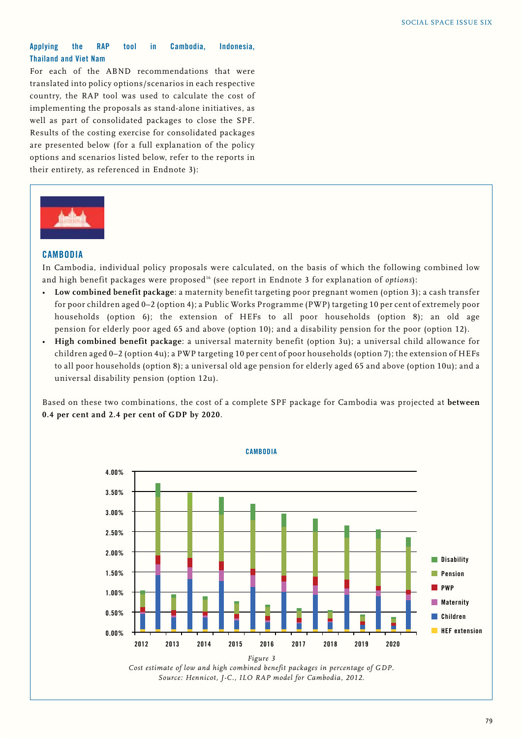### Applying the RAP tool in Cambodia, Indonesia, Thailand and Viet Nam

For each of the ABND recommendations that were translated into policy options/scenarios in each respective country, the RAP tool was used to calculate the cost of implementing the proposals as stand-alone initiatives, as well as part of consolidated packages to close the SPF. Results of the costing exercise for consolidated packages are presented below (for a full explanation of the policy options and scenarios listed below, refer to the reports in their entirety, as referenced in Endnote 3):

## CAMBODIA

In Cambodia, individual policy proposals were calculated, on the basis of which the following combined low and high benefit packages were proposed[16] (see report in Endnote 3 for explanation of *options*):

- **Low combined benefit package**: a maternity benefit targeting poor pregnant women (option 3); a cash transfer for poor children aged 0–2 (option 4); a Public Works Programme (PWP) targeting 10 per cent of extremely poor households (option 6); the extension of HEFs to all poor households (option 8); an old age pension for elderly poor aged 65 and above (option 10); and a disability pension for the poor (option 12).
- **High combined benefit package**: a universal maternity benefit (option 3u); a universal child allowance for children aged 0–2 (option 4u); a PWP targeting 10 per cent of poor households (option 7); the extension of HEFs to all poor households (option 8); a universal old age pension for elderly aged 65 and above (option 10u); and a universal disability pension (option 12u).

Based on these two combinations, the cost of a complete SPF package for Cambodia was projected at **between 0.4 per cent and 2.4 per cent of GDP by 2020**.

CAMBODIA

(Stacked bar chart, y-axis 0.00%–4.00%; years 2012–2020, two bars per year (low and high package); legend: Disability, Pension, PWP, Maternity, Children, HEF extension)

*Figure 3*
*Cost estimate of low and high combined benefit packages in percentage of GDP.*
*Source: Hennicot, J-C., ILO RAP model for Cambodia, 2012.*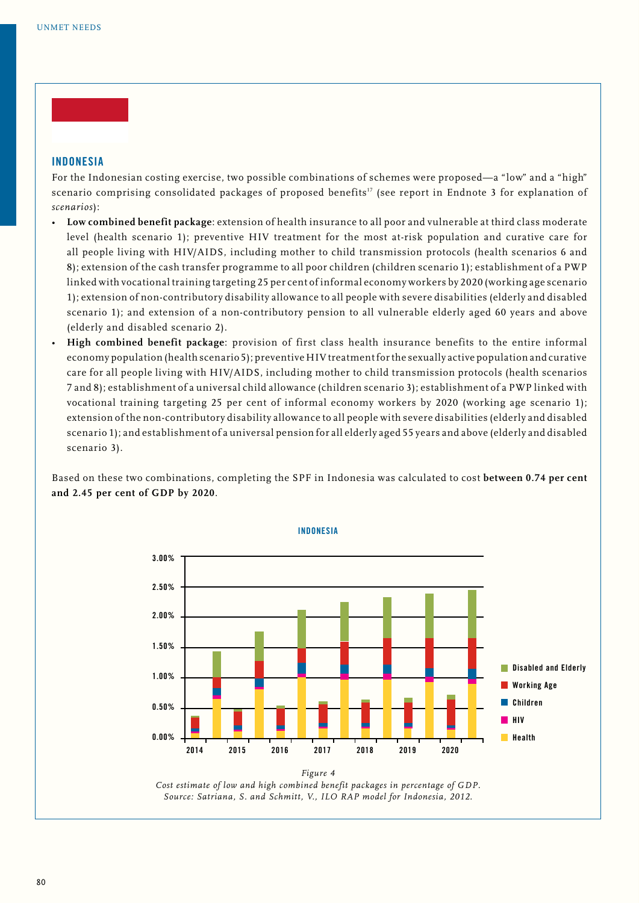## INDONESIA

For the Indonesian costing exercise, two possible combinations of schemes were proposed—a "low" and a "high" scenario comprising consolidated packages of proposed benefits[17] (see report in Endnote 3 for explanation of *scenarios*):

- **Low combined benefit package**: extension of health insurance to all poor and vulnerable at third class moderate level (health scenario 1); preventive HIV treatment for the most at-risk population and curative care for all people living with HIV/AIDS, including mother to child transmission protocols (health scenarios 6 and 8); extension of the cash transfer programme to all poor children (children scenario 1); establishment of a PWP linked with vocational training targeting 25 per cent of informal economy workers by 2020 (working age scenario 1); extension of non-contributory disability allowance to all people with severe disabilities (elderly and disabled scenario 1); and extension of a non-contributory pension to all vulnerable elderly aged 60 years and above (elderly and disabled scenario 2).
- **High combined benefit package**: provision of first class health insurance benefits to the entire informal economy population (health scenario 5); preventive HIV treatment for the sexually active population and curative care for all people living with HIV/AIDS, including mother to child transmission protocols (health scenarios 7 and 8); establishment of a universal child allowance (children scenario 3); establishment of a PWP linked with vocational training targeting 25 per cent of informal economy workers by 2020 (working age scenario 1); extension of the non-contributory disability allowance to all people with severe disabilities (elderly and disabled scenario 1); and establishment of a universal pension for all elderly aged 55 years and above (elderly and disabled scenario 3).

Based on these two combinations, completing the SPF in Indonesia was calculated to cost **between 0.74 per cent and 2.45 per cent of GDP by 2020**.

*Figure 4*
*Cost estimate of low and high combined benefit packages in percentage of GDP.*
*Source: Satriana, S. and Schmitt, V., ILO RAP model for Indonesia, 2012.*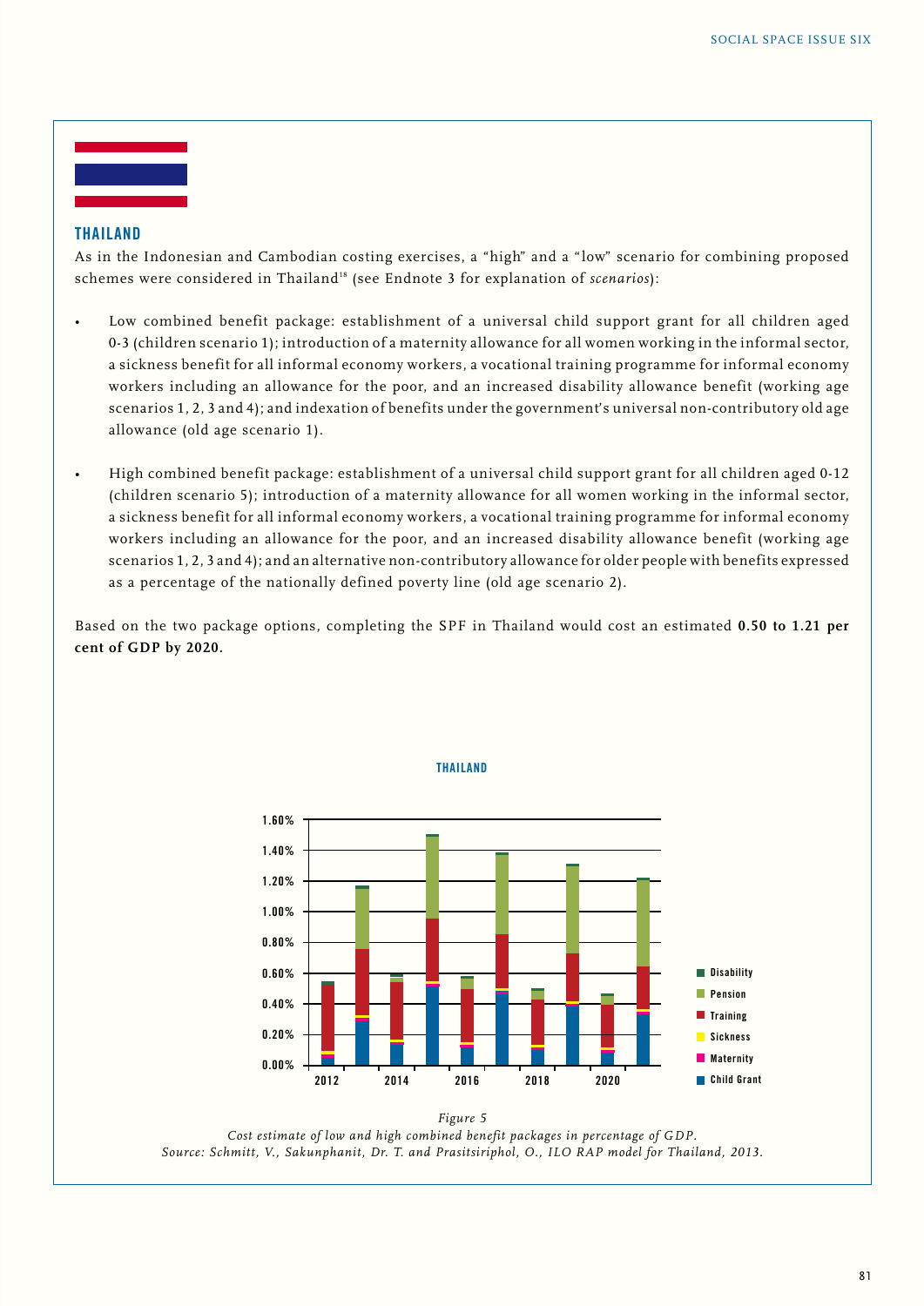## THAILAND

As in the Indonesian and Cambodian costing exercises, a "high" and a "low" scenario for combining proposed schemes were considered in Thailand[18] (see Endnote 3 for explanation of *scenarios*):

- Low combined benefit package: establishment of a universal child support grant for all children aged 0-3 (children scenario 1); introduction of a maternity allowance for all women working in the informal sector, a sickness benefit for all informal economy workers, a vocational training programme for informal economy workers including an allowance for the poor, and an increased disability allowance benefit (working age scenarios 1, 2, 3 and 4); and indexation of benefits under the government's universal non-contributory old age allowance (old age scenario 1).

- High combined benefit package: establishment of a universal child support grant for all children aged 0-12 (children scenario 5); introduction of a maternity allowance for all women working in the informal sector, a sickness benefit for all informal economy workers, a vocational training programme for informal economy workers including an allowance for the poor, and an increased disability allowance benefit (working age scenarios 1, 2, 3 and 4); and an alternative non-contributory allowance for older people with benefits expressed as a percentage of the nationally defined poverty line (old age scenario 2).

Based on the two package options, completing the SPF in Thailand would cost an estimated **0.50 to 1.21 per cent of GDP by 2020.**

THAILAND

*Figure 5*

*Cost estimate of low and high combined benefit packages in percentage of GDP.*

*Source: Schmitt, V., Sakunphanit, Dr. T. and Prasitsiriphol, O., ILO RAP model for Thailand, 2013.*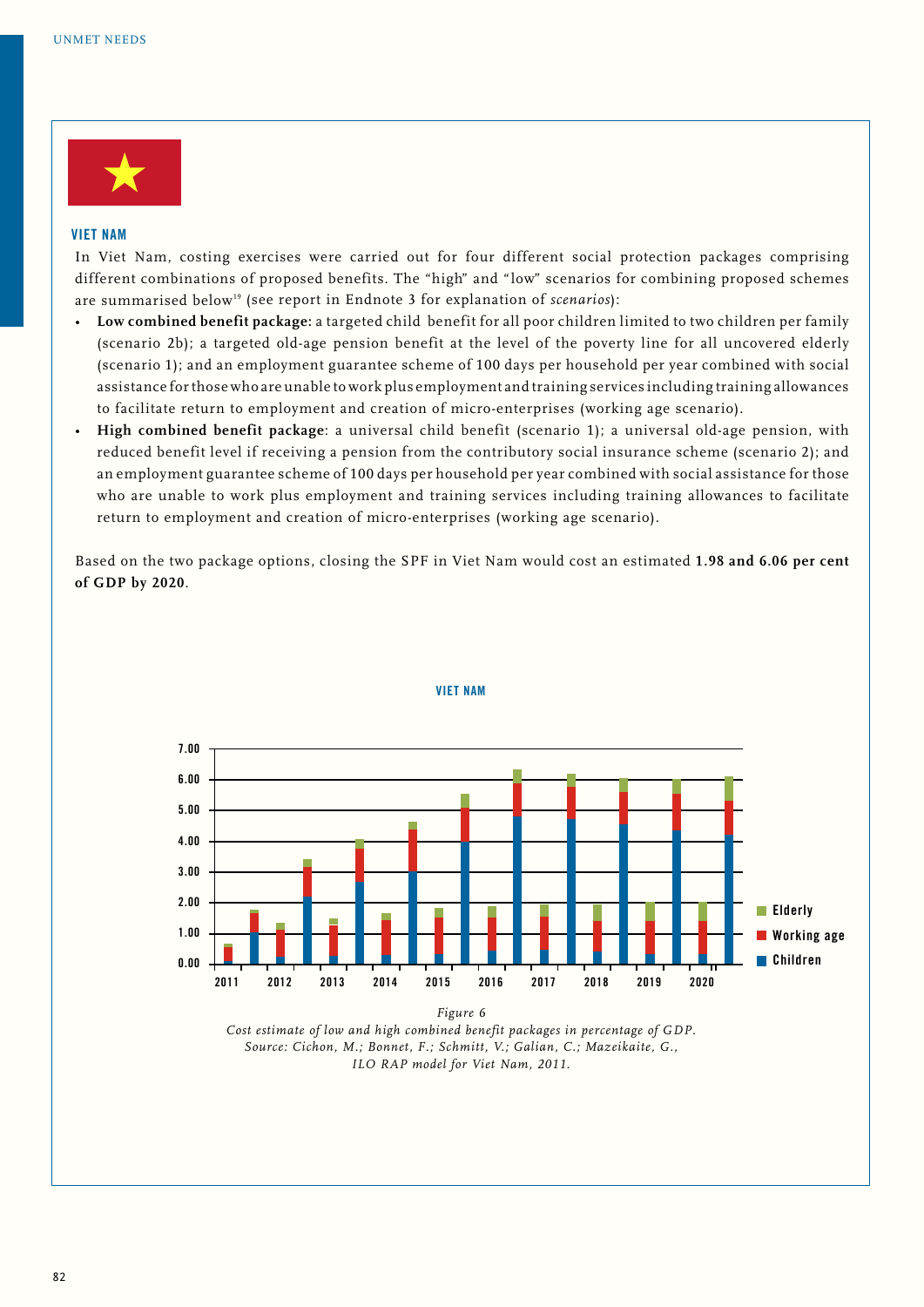## VIET NAM

In Viet Nam, costing exercises were carried out for four different social protection packages comprising different combinations of proposed benefits. The "high" and "low" scenarios for combining proposed schemes are summarised below[19] (see report in Endnote 3 for explanation of *scenarios*):

- **Low combined benefit package:** a targeted child benefit for all poor children limited to two children per family (scenario 2b); a targeted old-age pension benefit at the level of the poverty line for all uncovered elderly (scenario 1); and an employment guarantee scheme of 100 days per household per year combined with social assistance for those who are unable to work plus employment and training services including training allowances to facilitate return to employment and creation of micro-enterprises (working age scenario).
- **High combined benefit package**: a universal child benefit (scenario 1); a universal old-age pension, with reduced benefit level if receiving a pension from the contributory social insurance scheme (scenario 2); and an employment guarantee scheme of 100 days per household per year combined with social assistance for those who are unable to work plus employment and training services including training allowances to facilitate return to employment and creation of micro-enterprises (working age scenario).

Based on the two package options, closing the SPF in Viet Nam would cost an estimated **1.98 and 6.06 per cent of GDP by 2020**.

*Figure 6*
*Cost estimate of low and high combined benefit packages in percentage of GDP.*
*Source: Cichon, M.; Bonnet, F.; Schmitt, V.; Galian, C.; Mazeikaite, G., ILO RAP model for Viet Nam, 2011.*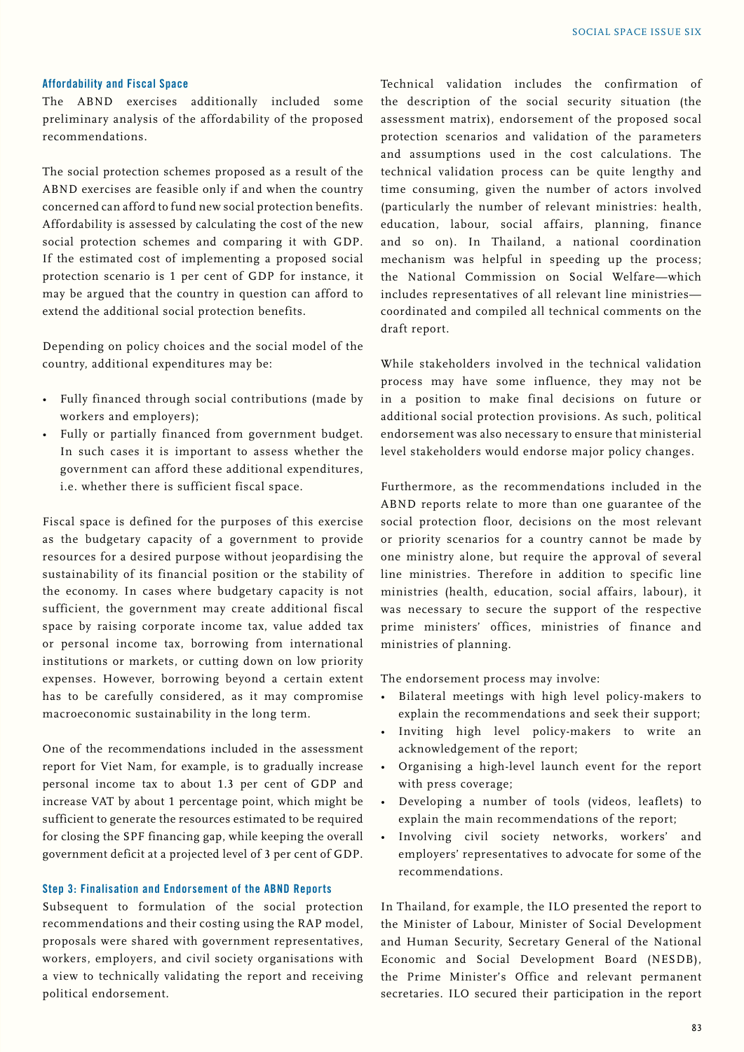### Affordability and Fiscal Space

The ABND exercises additionally included some preliminary analysis of the affordability of the proposed recommendations.

The social protection schemes proposed as a result of the ABND exercises are feasible only if and when the country concerned can afford to fund new social protection benefits. Affordability is assessed by calculating the cost of the new social protection schemes and comparing it with GDP. If the estimated cost of implementing a proposed social protection scenario is 1 per cent of GDP for instance, it may be argued that the country in question can afford to extend the additional social protection benefits.

Depending on policy choices and the social model of the country, additional expenditures may be:

- Fully financed through social contributions (made by workers and employers);
- Fully or partially financed from government budget. In such cases it is important to assess whether the government can afford these additional expenditures, i.e. whether there is sufficient fiscal space.

Fiscal space is defined for the purposes of this exercise as the budgetary capacity of a government to provide resources for a desired purpose without jeopardising the sustainability of its financial position or the stability of the economy. In cases where budgetary capacity is not sufficient, the government may create additional fiscal space by raising corporate income tax, value added tax or personal income tax, borrowing from international institutions or markets, or cutting down on low priority expenses. However, borrowing beyond a certain extent has to be carefully considered, as it may compromise macroeconomic sustainability in the long term.

One of the recommendations included in the assessment report for Viet Nam, for example, is to gradually increase personal income tax to about 1.3 per cent of GDP and increase VAT by about 1 percentage point, which might be sufficient to generate the resources estimated to be required for closing the SPF financing gap, while keeping the overall government deficit at a projected level of 3 per cent of GDP.

### Step 3: Finalisation and Endorsement of the ABND Reports

Subsequent to formulation of the social protection recommendations and their costing using the RAP model, proposals were shared with government representatives, workers, employers, and civil society organisations with a view to technically validating the report and receiving political endorsement.

Technical validation includes the confirmation of the description of the social security situation (the assessment matrix), endorsement of the proposed socal protection scenarios and validation of the parameters and assumptions used in the cost calculations. The technical validation process can be quite lengthy and time consuming, given the number of actors involved (particularly the number of relevant ministries: health, education, labour, social affairs, planning, finance and so on). In Thailand, a national coordination mechanism was helpful in speeding up the process; the National Commission on Social Welfare—which includes representatives of all relevant line ministries—coordinated and compiled all technical comments on the draft report.

While stakeholders involved in the technical validation process may have some influence, they may not be in a position to make final decisions on future or additional social protection provisions. As such, political endorsement was also necessary to ensure that ministerial level stakeholders would endorse major policy changes.

Furthermore, as the recommendations included in the ABND reports relate to more than one guarantee of the social protection floor, decisions on the most relevant or priority scenarios for a country cannot be made by one ministry alone, but require the approval of several line ministries. Therefore in addition to specific line ministries (health, education, social affairs, labour), it was necessary to secure the support of the respective prime ministers' offices, ministries of finance and ministries of planning.

The endorsement process may involve:

- Bilateral meetings with high level policy-makers to explain the recommendations and seek their support;
- Inviting high level policy-makers to write an acknowledgement of the report;
- Organising a high-level launch event for the report with press coverage;
- Developing a number of tools (videos, leaflets) to explain the main recommendations of the report;
- Involving civil society networks, workers' and employers' representatives to advocate for some of the recommendations.

In Thailand, for example, the ILO presented the report to the Minister of Labour, Minister of Social Development and Human Security, Secretary General of the National Economic and Social Development Board (NESDB), the Prime Minister's Office and relevant permanent secretaries. ILO secured their participation in the report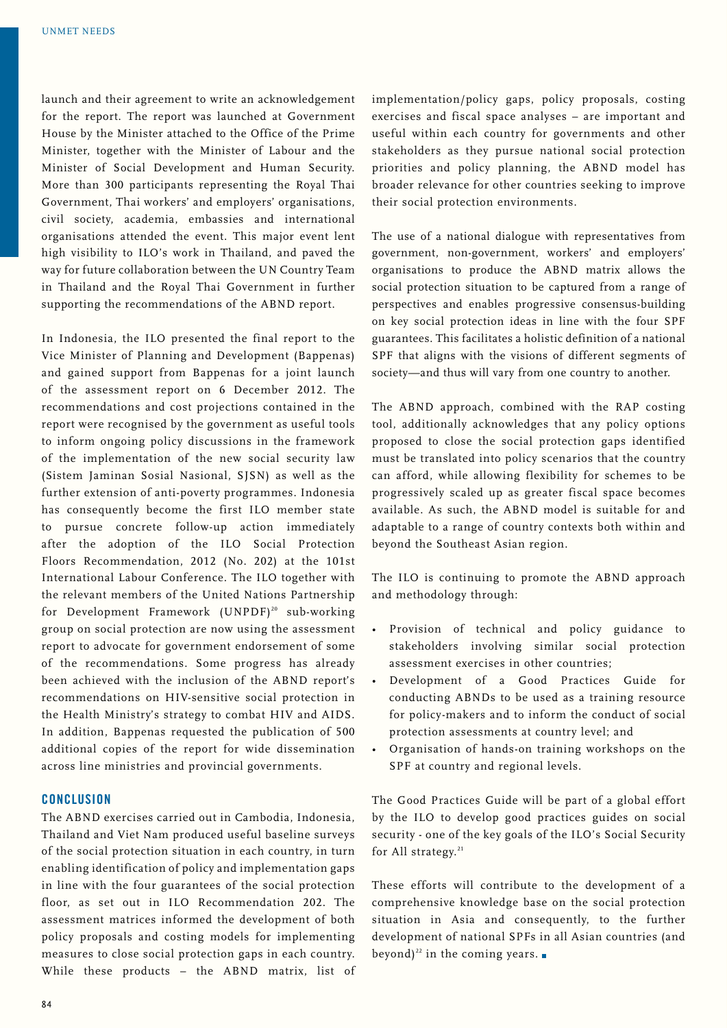launch and their agreement to write an acknowledgement for the report. The report was launched at Government House by the Minister attached to the Office of the Prime Minister, together with the Minister of Labour and the Minister of Social Development and Human Security. More than 300 participants representing the Royal Thai Government, Thai workers' and employers' organisations, civil society, academia, embassies and international organisations attended the event. This major event lent high visibility to ILO's work in Thailand, and paved the way for future collaboration between the UN Country Team in Thailand and the Royal Thai Government in further supporting the recommendations of the ABND report.

In Indonesia, the ILO presented the final report to the Vice Minister of Planning and Development (Bappenas) and gained support from Bappenas for a joint launch of the assessment report on 6 December 2012. The recommendations and cost projections contained in the report were recognised by the government as useful tools to inform ongoing policy discussions in the framework of the implementation of the new social security law (Sistem Jaminan Sosial Nasional, SJSN) as well as the further extension of anti-poverty programmes. Indonesia has consequently become the first ILO member state to pursue concrete follow-up action immediately after the adoption of the ILO Social Protection Floors Recommendation, 2012 (No. 202) at the 101st International Labour Conference. The ILO together with the relevant members of the United Nations Partnership for Development Framework (UNPDF)[20] sub-working group on social protection are now using the assessment report to advocate for government endorsement of some of the recommendations. Some progress has already been achieved with the inclusion of the ABND report's recommendations on HIV-sensitive social protection in the Health Ministry's strategy to combat HIV and AIDS. In addition, Bappenas requested the publication of 500 additional copies of the report for wide dissemination across line ministries and provincial governments.

## CONCLUSION

The ABND exercises carried out in Cambodia, Indonesia, Thailand and Viet Nam produced useful baseline surveys of the social protection situation in each country, in turn enabling identification of policy and implementation gaps in line with the four guarantees of the social protection floor, as set out in ILO Recommendation 202. The assessment matrices informed the development of both policy proposals and costing models for implementing measures to close social protection gaps in each country. While these products – the ABND matrix, list of implementation/policy gaps, policy proposals, costing exercises and fiscal space analyses – are important and useful within each country for governments and other stakeholders as they pursue national social protection priorities and policy planning, the ABND model has broader relevance for other countries seeking to improve their social protection environments.

The use of a national dialogue with representatives from government, non-government, workers' and employers' organisations to produce the ABND matrix allows the social protection situation to be captured from a range of perspectives and enables progressive consensus-building on key social protection ideas in line with the four SPF guarantees. This facilitates a holistic definition of a national SPF that aligns with the visions of different segments of society—and thus will vary from one country to another.

The ABND approach, combined with the RAP costing tool, additionally acknowledges that any policy options proposed to close the social protection gaps identified must be translated into policy scenarios that the country can afford, while allowing flexibility for schemes to be progressively scaled up as greater fiscal space becomes available. As such, the ABND model is suitable for and adaptable to a range of country contexts both within and beyond the Southeast Asian region.

The ILO is continuing to promote the ABND approach and methodology through:

- Provision of technical and policy guidance to stakeholders involving similar social protection assessment exercises in other countries;
- Development of a Good Practices Guide for conducting ABNDs to be used as a training resource for policy-makers and to inform the conduct of social protection assessments at country level; and
- Organisation of hands-on training workshops on the SPF at country and regional levels.

The Good Practices Guide will be part of a global effort by the ILO to develop good practices guides on social security - one of the key goals of the ILO's Social Security for All strategy.[21]

These efforts will contribute to the development of a comprehensive knowledge base on the social protection situation in Asia and consequently, to the further development of national SPFs in all Asian countries (and beyond)[22] in the coming years.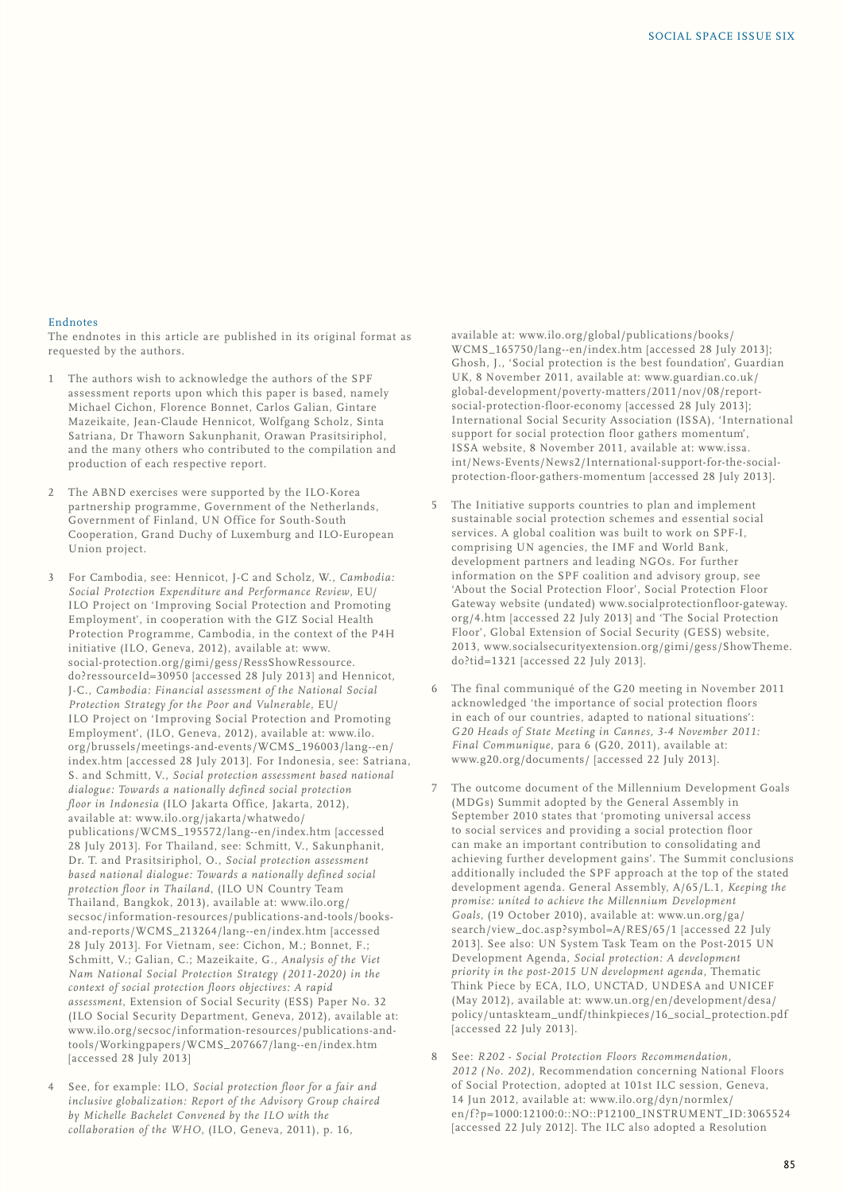## Endnotes

The endnotes in this article are published in its original format as requested by the authors.

1 The authors wish to acknowledge the authors of the SPF assessment reports upon which this paper is based, namely Michael Cichon, Florence Bonnet, Carlos Galian, Gintare Mazeikaite, Jean-Claude Hennicot, Wolfgang Scholz, Sinta Satriana, Dr Thaworn Sakunphanit, Orawan Prasitsiriphol, and the many others who contributed to the compilation and production of each respective report.

2 The ABND exercises were supported by the ILO-Korea partnership programme, Government of the Netherlands, Government of Finland, UN Office for South-South Cooperation, Grand Duchy of Luxemburg and ILO-European Union project.

3 For Cambodia, see: Hennicot, J-C and Scholz, W., *Cambodia: Social Protection Expenditure and Performance Review*, EU/ ILO Project on 'Improving Social Protection and Promoting Employment', in cooperation with the GIZ Social Health Protection Programme, Cambodia, in the context of the P4H initiative (ILO, Geneva, 2012), available at: www.social-protection.org/gimi/gess/RessShowRessource.do?ressourceId=30950 [accessed 28 July 2013] and Hennicot, J-C., *Cambodia: Financial assessment of the National Social Protection Strategy for the Poor and Vulnerable*, EU/ ILO Project on 'Improving Social Protection and Promoting Employment', (ILO, Geneva, 2012), available at: www.ilo.org/brussels/meetings-and-events/WCMS_196003/lang--en/index.htm [accessed 28 July 2013]. For Indonesia, see: Satriana, S. and Schmitt, V., *Social protection assessment based national dialogue: Towards a nationally defined social protection floor in Indonesia* (ILO Jakarta Office, Jakarta, 2012), available at: www.ilo.org/jakarta/whatwedo/publications/WCMS_195572/lang--en/index.htm [accessed 28 July 2013]. For Thailand, see: Schmitt, V., Sakunphanit, Dr. T. and Prasitsiriphol, O., *Social protection assessment based national dialogue: Towards a nationally defined social protection floor in Thailand*, (ILO UN Country Team Thailand, Bangkok, 2013), available at: www.ilo.org/secsoc/information-resources/publications-and-tools/books-and-reports/WCMS_213264/lang--en/index.htm [accessed 28 July 2013]. For Vietnam, see: Cichon, M.; Bonnet, F.; Schmitt, V.; Galian, C.; Mazeikaite, G., *Analysis of the Viet Nam National Social Protection Strategy (2011-2020) in the context of social protection floors objectives: A rapid assessment*, Extension of Social Security (ESS) Paper No. 32 (ILO Social Security Department, Geneva, 2012), available at: www.ilo.org/secsoc/information-resources/publications-and-tools/Workingpapers/WCMS_207667/lang--en/index.htm [accessed 28 July 2013]

4 See, for example: ILO, *Social protection floor for a fair and inclusive globalization: Report of the Advisory Group chaired by Michelle Bachelet Convened by the ILO with the collaboration of the WHO*, (ILO, Geneva, 2011), p. 16, available at: www.ilo.org/global/publications/books/WCMS_165750/lang--en/index.htm [accessed 28 July 2013]; Ghosh, J., 'Social protection is the best foundation', Guardian UK, 8 November 2011, available at: www.guardian.co.uk/global-development/poverty-matters/2011/nov/08/report-social-protection-floor-economy [accessed 28 July 2013]; International Social Security Association (ISSA), 'International support for social protection floor gathers momentum', ISSA website, 8 November 2011, available at: www.issa.int/News-Events/News2/International-support-for-the-social-protection-floor-gathers-momentum [accessed 28 July 2013].

5 The Initiative supports countries to plan and implement sustainable social protection schemes and essential social services. A global coalition was built to work on SPF-I, comprising UN agencies, the IMF and World Bank, development partners and leading NGOs. For further information on the SPF coalition and advisory group, see 'About the Social Protection Floor', Social Protection Floor Gateway website (undated) www.socialprotectionfloor-gateway.org/4.htm [accessed 22 July 2013] and 'The Social Protection Floor', Global Extension of Social Security (GESS) website, 2013, www.socialsecurityextension.org/gimi/gess/ShowTheme.do?tid=1321 [accessed 22 July 2013].

6 The final communiqué of the G20 meeting in November 2011 acknowledged 'the importance of social protection floors in each of our countries, adapted to national situations': *G20 Heads of State Meeting in Cannes, 3-4 November 2011: Final Communique*, para 6 (G20, 2011), available at: www.g20.org/documents/ [accessed 22 July 2013].

7 The outcome document of the Millennium Development Goals (MDGs) Summit adopted by the General Assembly in September 2010 states that 'promoting universal access to social services and providing a social protection floor can make an important contribution to consolidating and achieving further development gains'. The Summit conclusions additionally included the SPF approach at the top of the stated development agenda. General Assembly, A/65/L.1, *Keeping the promise: united to achieve the Millennium Development Goals*, (19 October 2010), available at: www.un.org/ga/search/view_doc.asp?symbol=A/RES/65/1 [accessed 22 July 2013]. See also: UN System Task Team on the Post-2015 UN Development Agenda, *Social protection: A development priority in the post-2015 UN development agenda*, Thematic Think Piece by ECA, ILO, UNCTAD, UNDESA and UNICEF (May 2012), available at: www.un.org/en/development/desa/policy/untaskteam_undf/thinkpieces/16_social_protection.pdf [accessed 22 July 2013].

8 See: *R202 - Social Protection Floors Recommendation, 2012 (No. 202)*, Recommendation concerning National Floors of Social Protection, adopted at 101st ILC session, Geneva, 14 Jun 2012, available at: www.ilo.org/dyn/normlex/en/f?p=1000:12100:0::NO::P12100_INSTRUMENT_ID:3065524 [accessed 22 July 2012]. The ILC also adopted a Resolution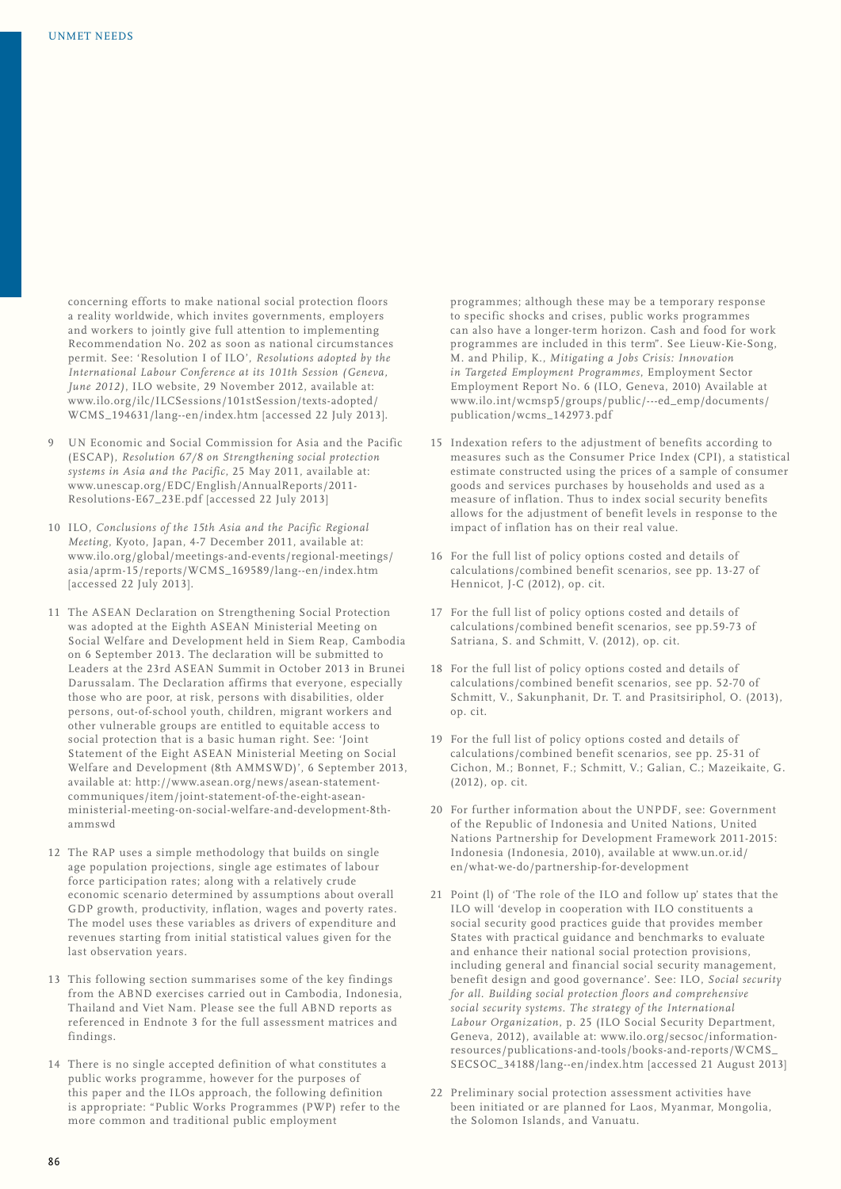concerning efforts to make national social protection floors a reality worldwide, which invites governments, employers and workers to jointly give full attention to implementing Recommendation No. 202 as soon as national circumstances permit. See: 'Resolution I of ILO', *Resolutions adopted by the International Labour Conference at its 101th Session (Geneva, June 2012)*, ILO website, 29 November 2012, available at: www.ilo.org/ilc/ILCSessions/101stSession/texts-adopted/WCMS_194631/lang--en/index.htm [accessed 22 July 2013].

9 UN Economic and Social Commission for Asia and the Pacific (ESCAP), *Resolution 67/8 on Strengthening social protection systems in Asia and the Pacific*, 25 May 2011, available at: www.unescap.org/EDC/English/AnnualReports/2011-Resolutions-E67_23E.pdf [accessed 22 July 2013]

10 ILO, *Conclusions of the 15th Asia and the Pacific Regional Meeting*, Kyoto, Japan, 4-7 December 2011, available at: www.ilo.org/global/meetings-and-events/regional-meetings/asia/aprm-15/reports/WCMS_169589/lang--en/index.htm [accessed 22 July 2013].

11 The ASEAN Declaration on Strengthening Social Protection was adopted at the Eighth ASEAN Ministerial Meeting on Social Welfare and Development held in Siem Reap, Cambodia on 6 September 2013. The declaration will be submitted to Leaders at the 23rd ASEAN Summit in October 2013 in Brunei Darussalam. The Declaration affirms that everyone, especially those who are poor, at risk, persons with disabilities, older persons, out-of-school youth, children, migrant workers and other vulnerable groups are entitled to equitable access to social protection that is a basic human right. See: 'Joint Statement of the Eight ASEAN Ministerial Meeting on Social Welfare and Development (8th AMMSWD)', 6 September 2013, available at: http://www.asean.org/news/asean-statement-communiques/item/joint-statement-of-the-eight-asean-ministerial-meeting-on-social-welfare-and-development-8th-ammswd

12 The RAP uses a simple methodology that builds on single age population projections, single age estimates of labour force participation rates; along with a relatively crude economic scenario determined by assumptions about overall GDP growth, productivity, inflation, wages and poverty rates. The model uses these variables as drivers of expenditure and revenues starting from initial statistical values given for the last observation years.

13 This following section summarises some of the key findings from the ABND exercises carried out in Cambodia, Indonesia, Thailand and Viet Nam. Please see the full ABND reports as referenced in Endnote 3 for the full assessment matrices and findings.

14 There is no single accepted definition of what constitutes a public works programme, however for the purposes of this paper and the ILOs approach, the following definition is appropriate: "Public Works Programmes (PWP) refer to the more common and traditional public employment programmes; although these may be a temporary response to specific shocks and crises, public works programmes can also have a longer-term horizon. Cash and food for work programmes are included in this term". See Lieuw-Kie-Song, M. and Philip, K., *Mitigating a Jobs Crisis: Innovation in Targeted Employment Programmes*, Employment Sector Employment Report No. 6 (ILO, Geneva, 2010) Available at www.ilo.int/wcmsp5/groups/public/---ed_emp/documents/publication/wcms_142973.pdf

15 Indexation refers to the adjustment of benefits according to measures such as the Consumer Price Index (CPI), a statistical estimate constructed using the prices of a sample of consumer goods and services purchases by households and used as a measure of inflation. Thus to index social security benefits allows for the adjustment of benefit levels in response to the impact of inflation has on their real value.

16 For the full list of policy options costed and details of calculations/combined benefit scenarios, see pp. 13-27 of Hennicot, J-C (2012), op. cit.

17 For the full list of policy options costed and details of calculations/combined benefit scenarios, see pp.59-73 of Satriana, S. and Schmitt, V. (2012), op. cit.

18 For the full list of policy options costed and details of calculations/combined benefit scenarios, see pp. 52-70 of Schmitt, V., Sakunphanit, Dr. T. and Prasitsiriphol, O. (2013), op. cit.

19 For the full list of policy options costed and details of calculations/combined benefit scenarios, see pp. 25-31 of Cichon, M.; Bonnet, F.; Schmitt, V.; Galian, C.; Mazeikaite, G. (2012), op. cit.

20 For further information about the UNPDF, see: Government of the Republic of Indonesia and United Nations, United Nations Partnership for Development Framework 2011-2015: Indonesia (Indonesia, 2010), available at www.un.or.id/en/what-we-do/partnership-for-development

21 Point (l) of 'The role of the ILO and follow up' states that the ILO will 'develop in cooperation with ILO constituents a social security good practices guide that provides member States with practical guidance and benchmarks to evaluate and enhance their national social protection provisions, including general and financial social security management, benefit design and good governance'. See: ILO, *Social security for all. Building social protection floors and comprehensive social security systems. The strategy of the International Labour Organization*, p. 25 (ILO Social Security Department, Geneva, 2012), available at: www.ilo.org/secsoc/information-resources/publications-and-tools/books-and-reports/WCMS_SECSOC_34188/lang--en/index.htm [accessed 21 August 2013]

22 Preliminary social protection assessment activities have been initiated or are planned for Laos, Myanmar, Mongolia, the Solomon Islands, and Vanuatu.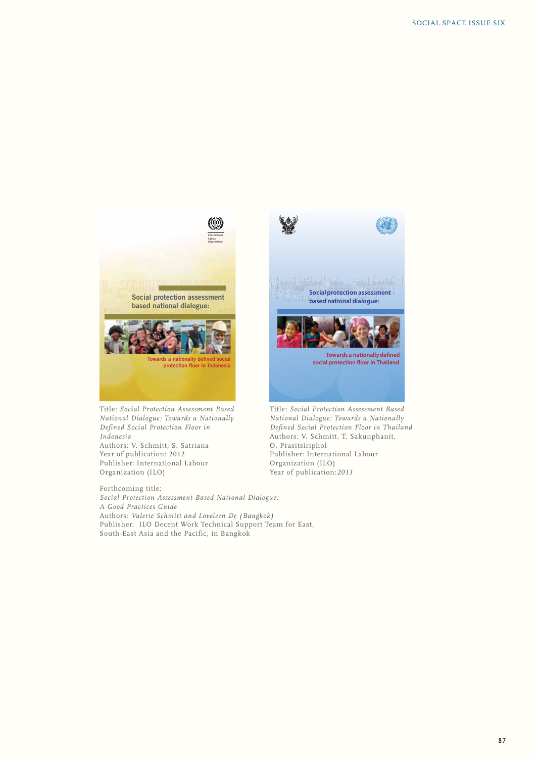Title: *Social Protection Assessment Based National Dialogue: Towards a Nationally Defined Social Protection Floor in Indonesia*
Authors: V. Schmitt, S. Satriana
Year of publication: 2012
Publisher: International Labour Organization (ILO)

Title: *Social Protection Assessment Based National Dialogue: Towards a Nationally Defined Social Protection Floor in Thailand*
Authors: V. Schmitt, T. Sakunphanit, O. Prasitsiriphol
Publisher: International Labour Organization (ILO)
Year of publication: *2013*

Forthcoming title:
*Social Protection Assessment Based National Dialogue: A Good Practices Guide*
Authors: *Valerie Schmitt and Loveleen De (Bangkok)*
Publisher: ILO Decent Work Technical Support Team for East, South-East Asia and the Pacific, in Bangkok